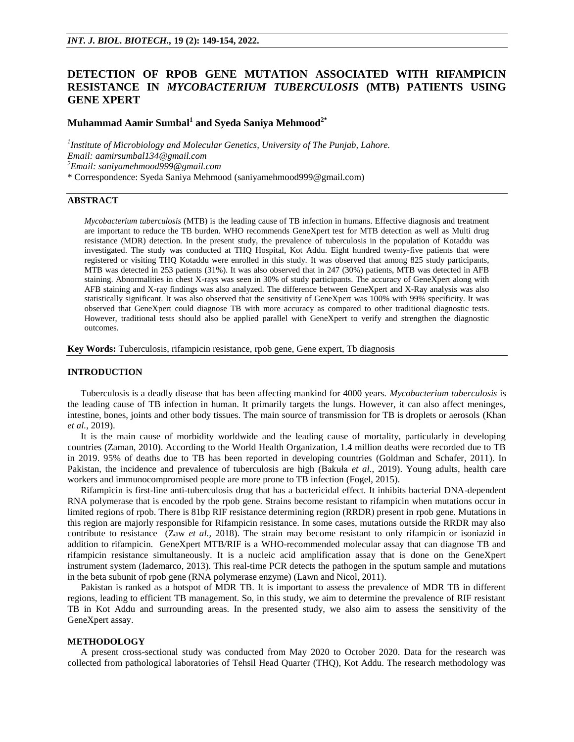# DETECTION OF RPOB GENE MUTATION ASSOCIATED WITH RIFAMPICIN RESISTANCE IN *MYCOBACTERIUM TUBERCULOSIS* (MTB) PATIENTS USING GENE XPERT

**Muhammad Aamir Sumbal[1] and Syeda Saniya Mehmood[2*]**

*[1]Institute of Microbiology and Molecular Genetics, University of The Punjab, Lahore.*
*Email: aamirsumbal134@gmail.com*
*[2]Email: saniyamehmood999@gmail.com*
\* Correspondence: Syeda Saniya Mehmood (saniyamehmood999@gmail.com)

## ABSTRACT

*Mycobacterium tuberculosis* (MTB) is the leading cause of TB infection in humans. Effective diagnosis and treatment are important to reduce the TB burden. WHO recommends GeneXpert test for MTB detection as well as Multi drug resistance (MDR) detection. In the present study, the prevalence of tuberculosis in the population of Kotaddu was investigated. The study was conducted at THQ Hospital, Kot Addu. Eight hundred twenty-five patients that were registered or visiting THQ Kotaddu were enrolled in this study. It was observed that among 825 study participants, MTB was detected in 253 patients (31%). It was also observed that in 247 (30%) patients, MTB was detected in AFB staining. Abnormalities in chest X-rays was seen in 30% of study participants. The accuracy of GeneXpert along with AFB staining and X-ray findings was also analyzed. The difference between GeneXpert and X-Ray analysis was also statistically significant. It was also observed that the sensitivity of GeneXpert was 100% with 99% specificity. It was observed that GeneXpert could diagnose TB with more accuracy as compared to other traditional diagnostic tests. However, traditional tests should also be applied parallel with GeneXpert to verify and strengthen the diagnostic outcomes.

**Key Words:** Tuberculosis, rifampicin resistance, rpob gene, Gene expert, Tb diagnosis

## INTRODUCTION

Tuberculosis is a deadly disease that has been affecting mankind for 4000 years. *Mycobacterium tuberculosis* is the leading cause of TB infection in human. It primarily targets the lungs. However, it can also affect meninges, intestine, bones, joints and other body tissues. The main source of transmission for TB is droplets or aerosols (Khan *et al.*, 2019).

It is the main cause of morbidity worldwide and the leading cause of mortality, particularly in developing countries (Zaman, 2010). According to the World Health Organization, 1.4 million deaths were recorded due to TB in 2019. 95% of deaths due to TB has been reported in developing countries (Goldman and Schafer, 2011). In Pakistan, the incidence and prevalence of tuberculosis are high (Bakuła *et al*., 2019). Young adults, health care workers and immunocompromised people are more prone to TB infection (Fogel, 2015).

Rifampicin is first-line anti-tuberculosis drug that has a bactericidal effect. It inhibits bacterial DNA-dependent RNA polymerase that is encoded by the rpob gene. Strains become resistant to rifampicin when mutations occur in limited regions of rpob. There is 81bp RIF resistance determining region (RRDR) present in rpob gene. Mutations in this region are majorly responsible for Rifampicin resistance. In some cases, mutations outside the RRDR may also contribute to resistance (Zaw *et al.*, 2018). The strain may become resistant to only rifampicin or isoniazid in addition to rifampicin. GeneXpert MTB/RIF is a WHO-recommended molecular assay that can diagnose TB and rifampicin resistance simultaneously. It is a nucleic acid amplification assay that is done on the GeneXpert instrument system (Iademarco, 2013). This real-time PCR detects the pathogen in the sputum sample and mutations in the beta subunit of rpob gene (RNA polymerase enzyme) (Lawn and Nicol, 2011).

Pakistan is ranked as a hotspot of MDR TB. It is important to assess the prevalence of MDR TB in different regions, leading to efficient TB management. So, in this study, we aim to determine the prevalence of RIF resistant TB in Kot Addu and surrounding areas. In the presented study, we also aim to assess the sensitivity of the GeneXpert assay.

## METHODOLOGY

A present cross-sectional study was conducted from May 2020 to October 2020. Data for the research was collected from pathological laboratories of Tehsil Head Quarter (THQ), Kot Addu. The research methodology was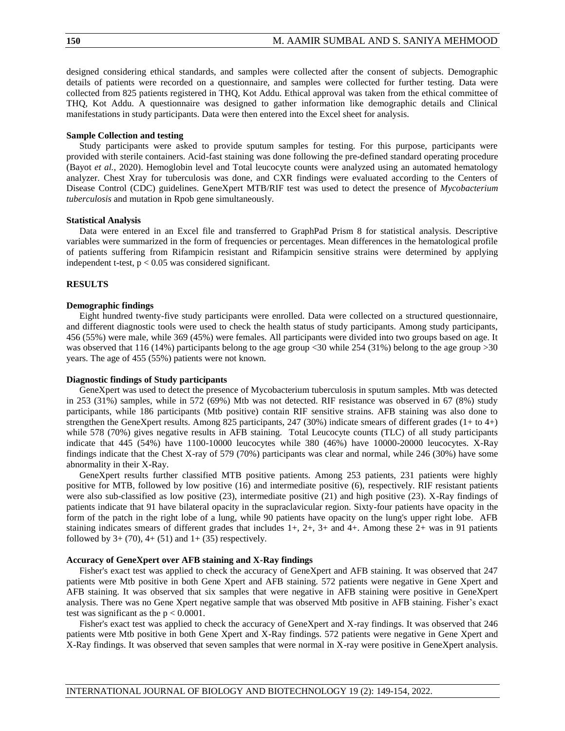designed considering ethical standards, and samples were collected after the consent of subjects. Demographic details of patients were recorded on a questionnaire, and samples were collected for further testing. Data were collected from 825 patients registered in THQ, Kot Addu. Ethical approval was taken from the ethical committee of THQ, Kot Addu. A questionnaire was designed to gather information like demographic details and Clinical manifestations in study participants. Data were then entered into the Excel sheet for analysis.

**Sample Collection and testing**

Study participants were asked to provide sputum samples for testing. For this purpose, participants were provided with sterile containers. Acid-fast staining was done following the pre-defined standard operating procedure (Bayot *et al.*, 2020). Hemoglobin level and Total leucocyte counts were analyzed using an automated hematology analyzer. Chest Xray for tuberculosis was done, and CXR findings were evaluated according to the Centers of Disease Control (CDC) guidelines. GeneXpert MTB/RIF test was used to detect the presence of *Mycobacterium tuberculosis* and mutation in Rpob gene simultaneously.

**Statistical Analysis**

Data were entered in an Excel file and transferred to GraphPad Prism 8 for statistical analysis. Descriptive variables were summarized in the form of frequencies or percentages. Mean differences in the hematological profile of patients suffering from Rifampicin resistant and Rifampicin sensitive strains were determined by applying independent t-test, $p < 0.05$ was considered significant.

## RESULTS

**Demographic findings**

Eight hundred twenty-five study participants were enrolled. Data were collected on a structured questionnaire, and different diagnostic tools were used to check the health status of study participants. Among study participants, 456 (55%) were male, while 369 (45%) were females. All participants were divided into two groups based on age. It was observed that 116 (14%) participants belong to the age group <30 while 254 (31%) belong to the age group >30 years. The age of 455 (55%) patients were not known.

**Diagnostic findings of Study participants**

GeneXpert was used to detect the presence of Mycobacterium tuberculosis in sputum samples. Mtb was detected in 253 (31%) samples, while in 572 (69%) Mtb was not detected. RIF resistance was observed in 67 (8%) study participants, while 186 participants (Mtb positive) contain RIF sensitive strains. AFB staining was also done to strengthen the GeneXpert results. Among 825 participants, 247 (30%) indicate smears of different grades (1+ to 4+) while 578 (70%) gives negative results in AFB staining. Total Leucocyte counts (TLC) of all study participants indicate that 445 (54%) have 1100-10000 leucocytes while 380 (46%) have 10000-20000 leucocytes. X-Ray findings indicate that the Chest X-ray of 579 (70%) participants was clear and normal, while 246 (30%) have some abnormality in their X-Ray.

GeneXpert results further classified MTB positive patients. Among 253 patients, 231 patients were highly positive for MTB, followed by low positive (16) and intermediate positive (6), respectively. RIF resistant patients were also sub-classified as low positive (23), intermediate positive (21) and high positive (23). X-Ray findings of patients indicate that 91 have bilateral opacity in the supraclavicular region. Sixty-four patients have opacity in the form of the patch in the right lobe of a lung, while 90 patients have opacity on the lung's upper right lobe. AFB staining indicates smears of different grades that includes 1+, 2+, 3+ and 4+. Among these 2+ was in 91 patients followed by 3+ (70), 4+ (51) and 1+ (35) respectively.

**Accuracy of GeneXpert over AFB staining and X-Ray findings**

Fisher's exact test was applied to check the accuracy of GeneXpert and AFB staining. It was observed that 247 patients were Mtb positive in both Gene Xpert and AFB staining. 572 patients were negative in Gene Xpert and AFB staining. It was observed that six samples that were negative in AFB staining were positive in GeneXpert analysis. There was no Gene Xpert negative sample that was observed Mtb positive in AFB staining. Fisher's exact test was significant as the $p < 0.0001$.

Fisher's exact test was applied to check the accuracy of GeneXpert and X-ray findings. It was observed that 246 patients were Mtb positive in both Gene Xpert and X-Ray findings. 572 patients were negative in Gene Xpert and X-Ray findings. It was observed that seven samples that were normal in X-ray were positive in GeneXpert analysis.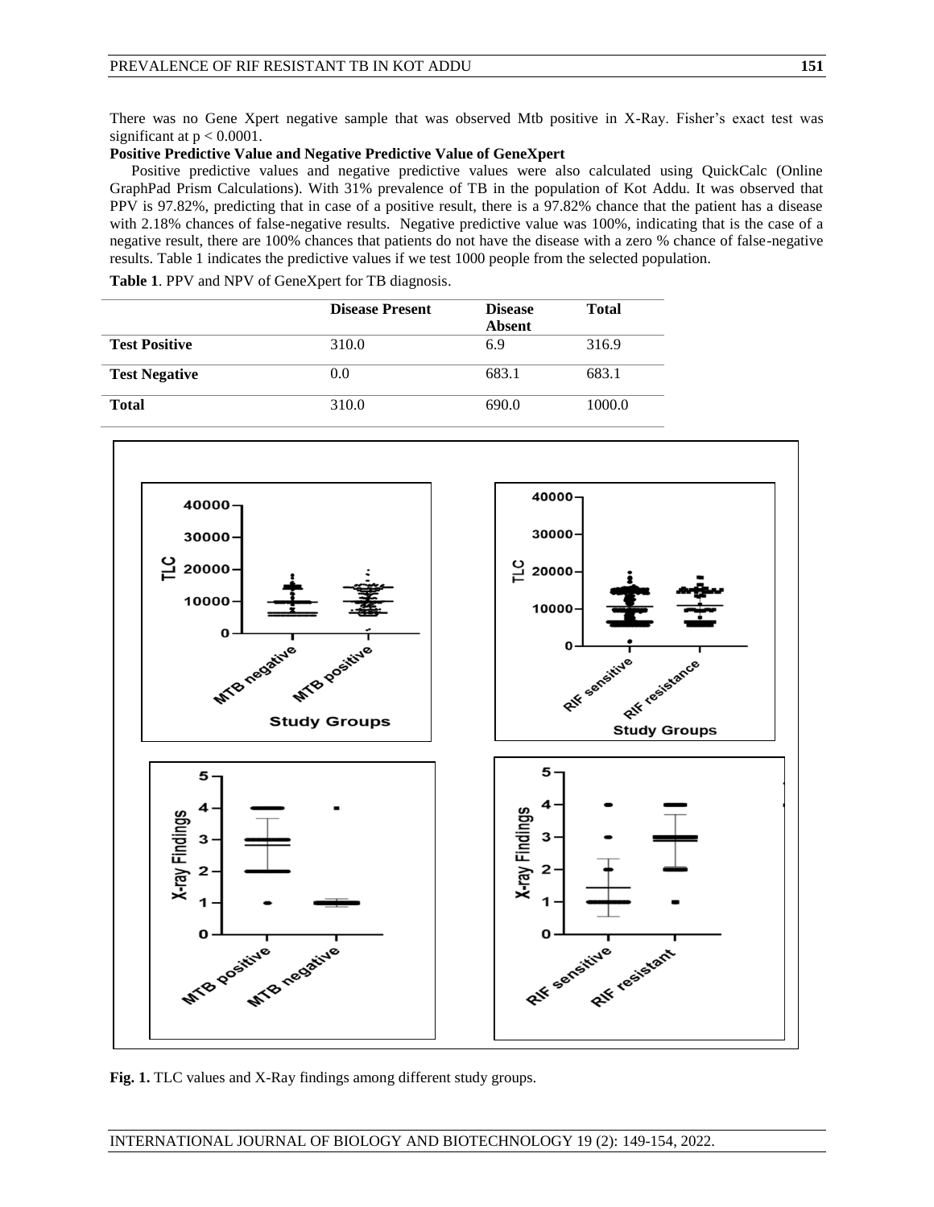There was no Gene Xpert negative sample that was observed Mtb positive in X-Ray. Fisher's exact test was significant at $p < 0.0001$.

**Positive Predictive Value and Negative Predictive Value of GeneXpert**

Positive predictive values and negative predictive values were also calculated using QuickCalc (Online GraphPad Prism Calculations). With 31% prevalence of TB in the population of Kot Addu. It was observed that PPV is 97.82%, predicting that in case of a positive result, there is a 97.82% chance that the patient has a disease with 2.18% chances of false-negative results. Negative predictive value was 100%, indicating that is the case of a negative result, there are 100% chances that patients do not have the disease with a zero % chance of false-negative results. Table 1 indicates the predictive values if we test 1000 people from the selected population.

**Table 1**. PPV and NPV of GeneXpert for TB diagnosis.

| | Disease Present | Disease Absent | Total |
|---|---|---|---|
| **Test Positive** | 310.0 | 6.9 | 316.9 |
| **Test Negative** | 0.0 | 683.1 | 683.1 |
| **Total** | 310.0 | 690.0 | 1000.0 |

**Fig. 1.** TLC values and X-Ray findings among different study groups.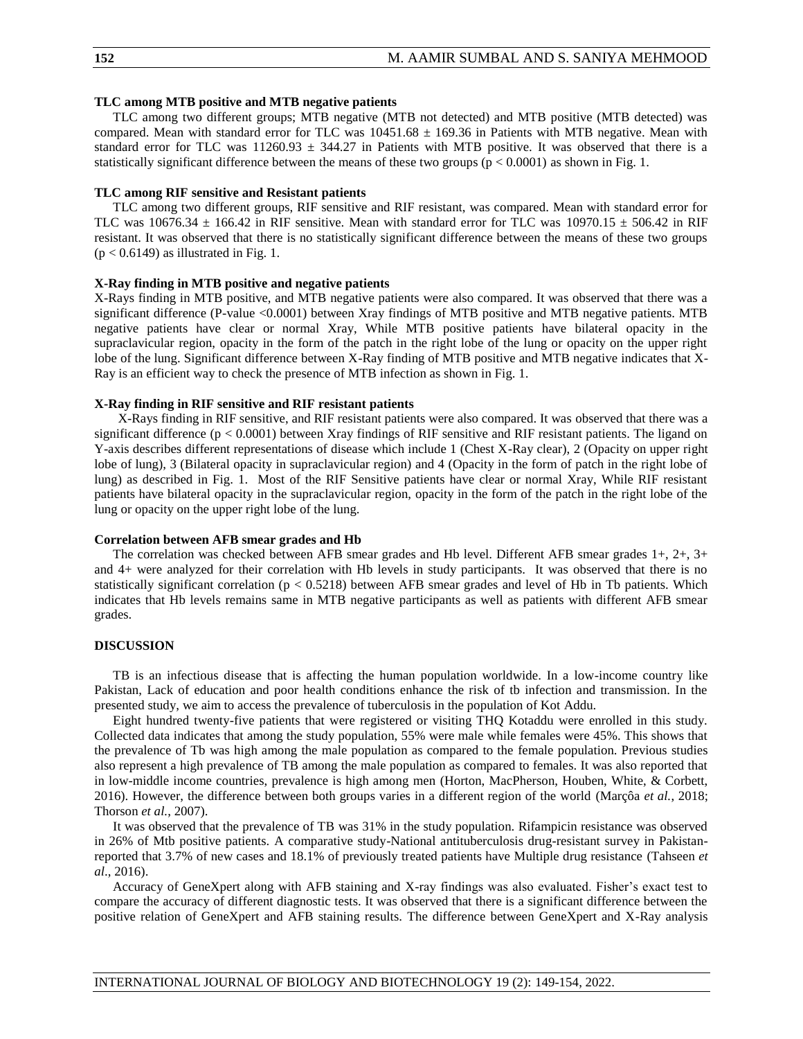**TLC among MTB positive and MTB negative patients**

TLC among two different groups; MTB negative (MTB not detected) and MTB positive (MTB detected) was compared. Mean with standard error for TLC was $10451.68 \pm 169.36$ in Patients with MTB negative. Mean with standard error for TLC was $11260.93 \pm 344.27$ in Patients with MTB positive. It was observed that there is a statistically significant difference between the means of these two groups ($p < 0.0001$) as shown in Fig. 1.

**TLC among RIF sensitive and Resistant patients**

TLC among two different groups, RIF sensitive and RIF resistant, was compared. Mean with standard error for TLC was $10676.34 \pm 166.42$ in RIF sensitive. Mean with standard error for TLC was $10970.15 \pm 506.42$ in RIF resistant. It was observed that there is no statistically significant difference between the means of these two groups ($p < 0.6149$) as illustrated in Fig. 1.

**X-Ray finding in MTB positive and negative patients**

X-Rays finding in MTB positive, and MTB negative patients were also compared. It was observed that there was a significant difference (P-value <0.0001) between Xray findings of MTB positive and MTB negative patients. MTB negative patients have clear or normal Xray, While MTB positive patients have bilateral opacity in the supraclavicular region, opacity in the form of the patch in the right lobe of the lung or opacity on the upper right lobe of the lung. Significant difference between X-Ray finding of MTB positive and MTB negative indicates that X-Ray is an efficient way to check the presence of MTB infection as shown in Fig. 1.

**X-Ray finding in RIF sensitive and RIF resistant patients**

X-Rays finding in RIF sensitive, and RIF resistant patients were also compared. It was observed that there was a significant difference ($p < 0.0001$) between Xray findings of RIF sensitive and RIF resistant patients. The ligand on Y-axis describes different representations of disease which include 1 (Chest X-Ray clear), 2 (Opacity on upper right lobe of lung), 3 (Bilateral opacity in supraclavicular region) and 4 (Opacity in the form of patch in the right lobe of lung) as described in Fig. 1. Most of the RIF Sensitive patients have clear or normal Xray, While RIF resistant patients have bilateral opacity in the supraclavicular region, opacity in the form of the patch in the right lobe of the lung or opacity on the upper right lobe of the lung.

**Correlation between AFB smear grades and Hb**

The correlation was checked between AFB smear grades and Hb level. Different AFB smear grades 1+, 2+, 3+ and 4+ were analyzed for their correlation with Hb levels in study participants. It was observed that there is no statistically significant correlation ($p < 0.5218$) between AFB smear grades and level of Hb in Tb patients. Which indicates that Hb levels remains same in MTB negative participants as well as patients with different AFB smear grades.

## DISCUSSION

TB is an infectious disease that is affecting the human population worldwide. In a low-income country like Pakistan, Lack of education and poor health conditions enhance the risk of tb infection and transmission. In the presented study, we aim to access the prevalence of tuberculosis in the population of Kot Addu.

Eight hundred twenty-five patients that were registered or visiting THQ Kotaddu were enrolled in this study. Collected data indicates that among the study population, 55% were male while females were 45%. This shows that the prevalence of Tb was high among the male population as compared to the female population. Previous studies also represent a high prevalence of TB among the male population as compared to females. It was also reported that in low-middle income countries, prevalence is high among men (Horton, MacPherson, Houben, White, & Corbett, 2016). However, the difference between both groups varies in a different region of the world (Marçôa *et al.*, 2018; Thorson *et al.*, 2007).

It was observed that the prevalence of TB was 31% in the study population. Rifampicin resistance was observed in 26% of Mtb positive patients. A comparative study-National antituberculosis drug-resistant survey in Pakistan-reported that 3.7% of new cases and 18.1% of previously treated patients have Multiple drug resistance (Tahseen *et al*., 2016).

Accuracy of GeneXpert along with AFB staining and X-ray findings was also evaluated. Fisher's exact test to compare the accuracy of different diagnostic tests. It was observed that there is a significant difference between the positive relation of GeneXpert and AFB staining results. The difference between GeneXpert and X-Ray analysis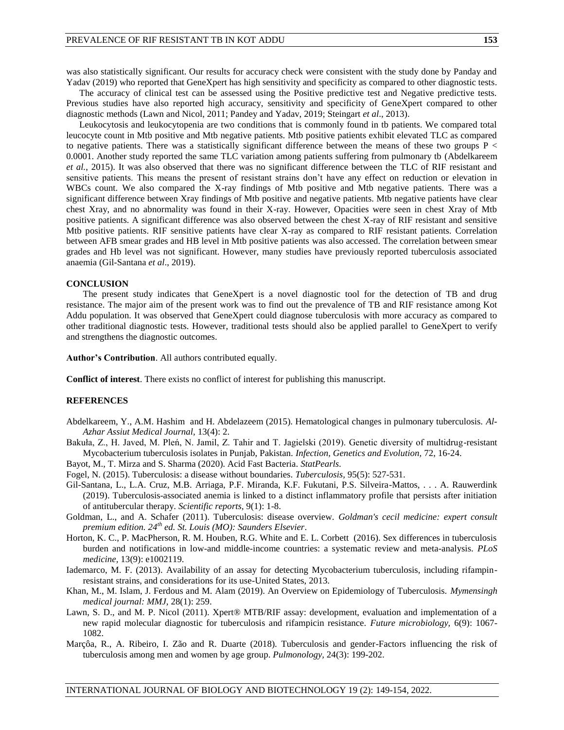was also statistically significant. Our results for accuracy check were consistent with the study done by Panday and Yadav (2019) who reported that GeneXpert has high sensitivity and specificity as compared to other diagnostic tests.

The accuracy of clinical test can be assessed using the Positive predictive test and Negative predictive tests. Previous studies have also reported high accuracy, sensitivity and specificity of GeneXpert compared to other diagnostic methods (Lawn and Nicol, 2011; Pandey and Yadav, 2019; Steingart *et al*., 2013).

Leukocytosis and leukocytopenia are two conditions that is commonly found in tb patients. We compared total leucocyte count in Mtb positive and Mtb negative patients. Mtb positive patients exhibit elevated TLC as compared to negative patients. There was a statistically significant difference between the means of these two groups $P < 0.0001$. Another study reported the same TLC variation among patients suffering from pulmonary tb (Abdelkareem *et al.*, 2015). It was also observed that there was no significant difference between the TLC of RIF resistant and sensitive patients. This means the present of resistant strains don't have any effect on reduction or elevation in WBCs count. We also compared the X-ray findings of Mtb positive and Mtb negative patients. There was a significant difference between Xray findings of Mtb positive and negative patients. Mtb negative patients have clear chest Xray, and no abnormality was found in their X-ray. However, Opacities were seen in chest Xray of Mtb positive patients. A significant difference was also observed between the chest X-ray of RIF resistant and sensitive Mtb positive patients. RIF sensitive patients have clear X-ray as compared to RIF resistant patients. Correlation between AFB smear grades and HB level in Mtb positive patients was also accessed. The correlation between smear grades and Hb level was not significant. However, many studies have previously reported tuberculosis associated anaemia (Gil-Santana *et al*., 2019).

## CONCLUSION

The present study indicates that GeneXpert is a novel diagnostic tool for the detection of TB and drug resistance. The major aim of the present work was to find out the prevalence of TB and RIF resistance among Kot Addu population. It was observed that GeneXpert could diagnose tuberculosis with more accuracy as compared to other traditional diagnostic tests. However, traditional tests should also be applied parallel to GeneXpert to verify and strengthens the diagnostic outcomes.

**Author's Contribution**. All authors contributed equally.

**Conflict of interest**. There exists no conflict of interest for publishing this manuscript.

## REFERENCES

Abdelkareem, Y., A.M. Hashim and H. Abdelazeem (2015). Hematological changes in pulmonary tuberculosis. *Al-Azhar Assiut Medical Journal,* 13(4): 2.

Bakuła, Z., H. Javed, M. Pleń, N. Jamil, Z. Tahir and T. Jagielski (2019). Genetic diversity of multidrug-resistant Mycobacterium tuberculosis isolates in Punjab, Pakistan. *Infection, Genetics and Evolution,* 72, 16-24.

Bayot, M., T. Mirza and S. Sharma (2020). Acid Fast Bacteria. *StatPearls.*

Fogel, N. (2015). Tuberculosis: a disease without boundaries. *Tuberculosis,* 95(5): 527-531.

Gil-Santana, L., L.A. Cruz, M.B. Arriaga, P.F. Miranda, K.F. Fukutani, P.S. Silveira-Mattos, . . . A. Rauwerdink (2019). Tuberculosis-associated anemia is linked to a distinct inflammatory profile that persists after initiation of antitubercular therapy. *Scientific reports,* 9(1): 1-8.

Goldman, L., and A. Schafer (2011). Tuberculosis: disease overview. *Goldman's cecil medicine: expert consult premium edition. 24th ed. St. Louis (MO): Saunders Elsevier*.

Horton, K. C., P. MacPherson, R. M. Houben, R.G. White and E. L. Corbett (2016). Sex differences in tuberculosis burden and notifications in low-and middle-income countries: a systematic review and meta-analysis. *PLoS medicine,* 13(9): e1002119.

Iademarco, M. F. (2013). Availability of an assay for detecting Mycobacterium tuberculosis, including rifampin-resistant strains, and considerations for its use-United States, 2013.

Khan, M., M. Islam, J. Ferdous and M. Alam (2019). An Overview on Epidemiology of Tuberculosis. *Mymensingh medical journal: MMJ,* 28(1): 259.

Lawn, S. D., and M. P. Nicol (2011). Xpert® MTB/RIF assay: development, evaluation and implementation of a new rapid molecular diagnostic for tuberculosis and rifampicin resistance. *Future microbiology,* 6(9): 1067-1082.

Marçôa, R., A. Ribeiro, I. Zão and R. Duarte (2018). Tuberculosis and gender-Factors influencing the risk of tuberculosis among men and women by age group. *Pulmonology,* 24(3): 199-202.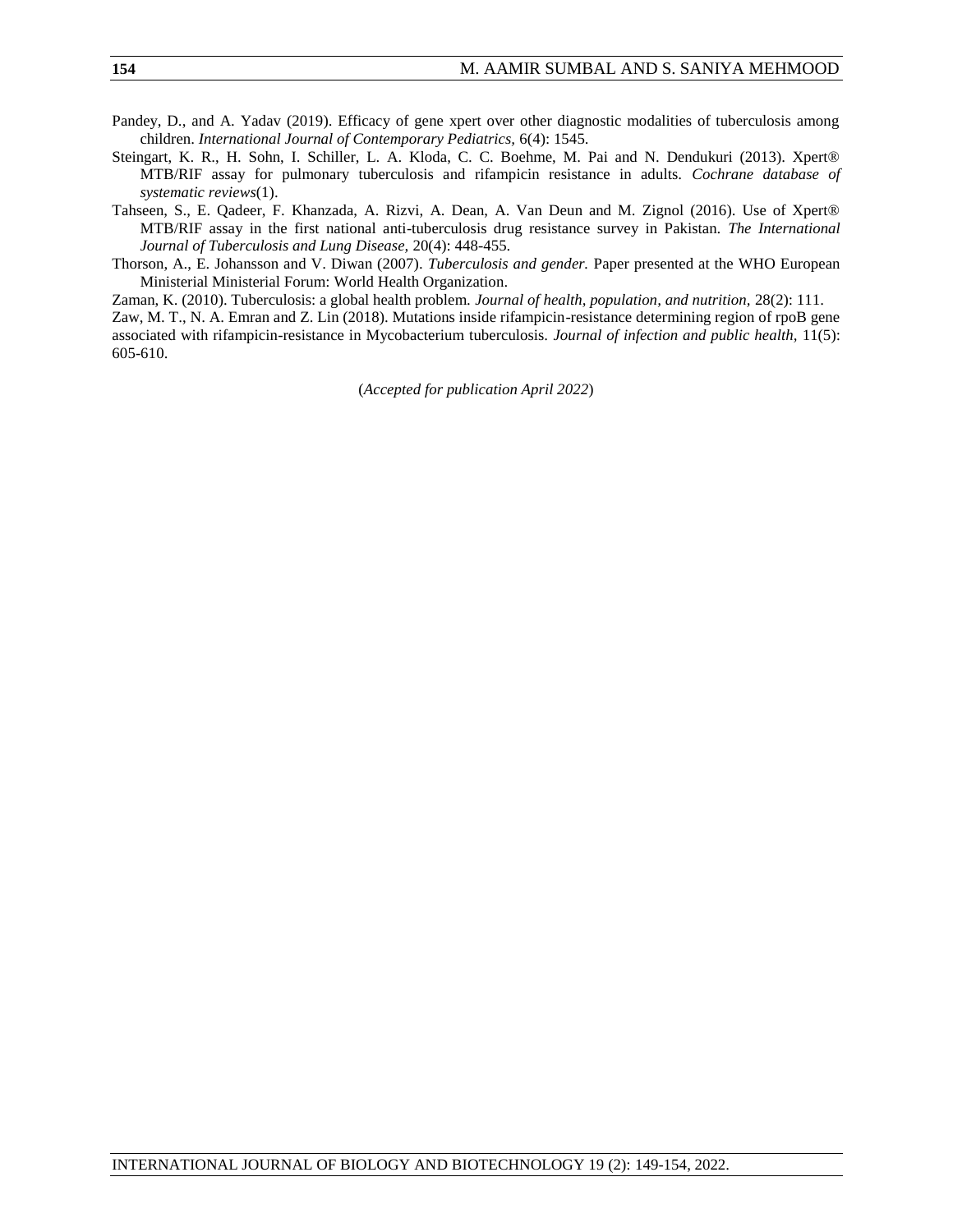Pandey, D., and A. Yadav (2019). Efficacy of gene xpert over other diagnostic modalities of tuberculosis among children. *International Journal of Contemporary Pediatrics,* 6(4): 1545.

Steingart, K. R., H. Sohn, I. Schiller, L. A. Kloda, C. C. Boehme, M. Pai and N. Dendukuri (2013). Xpert® MTB/RIF assay for pulmonary tuberculosis and rifampicin resistance in adults. *Cochrane database of systematic reviews*(1).

Tahseen, S., E. Qadeer, F. Khanzada, A. Rizvi, A. Dean, A. Van Deun and M. Zignol (2016). Use of Xpert® MTB/RIF assay in the first national anti-tuberculosis drug resistance survey in Pakistan. *The International Journal of Tuberculosis and Lung Disease,* 20(4): 448-455.

Thorson, A., E. Johansson and V. Diwan (2007). *Tuberculosis and gender.* Paper presented at the WHO European Ministerial Ministerial Forum: World Health Organization.

Zaman, K. (2010). Tuberculosis: a global health problem. *Journal of health, population, and nutrition,* 28(2): 111.

Zaw, M. T., N. A. Emran and Z. Lin (2018). Mutations inside rifampicin-resistance determining region of rpoB gene associated with rifampicin-resistance in Mycobacterium tuberculosis. *Journal of infection and public health,* 11(5): 605-610.

(*Accepted for publication April 2022*)